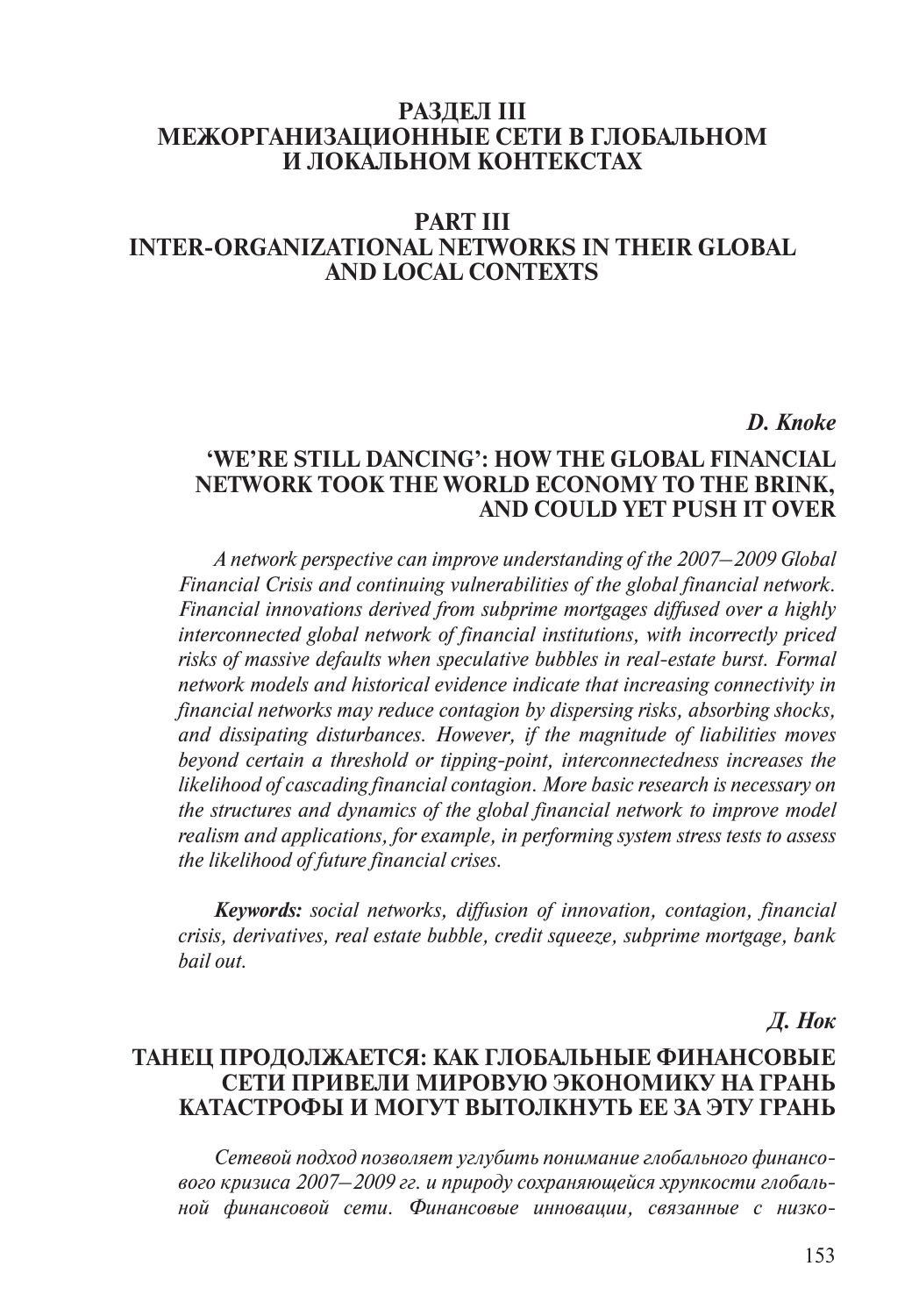# РАЗДЕЛ III
# МЕЖОРГАНИЗАЦИОННЫЕ СЕТИ В ГЛОБАЛЬНОМ И ЛОКАЛЬНОМ КОНТЕКСТАХ

# PART III
# INTER-ORGANIZATIONAL NETWORKS IN THEIR GLOBAL AND LOCAL CONTEXTS

***D. Knoke***

## 'WE'RE STILL DANCING': HOW THE GLOBAL FINANCIAL NETWORK TOOK THE WORLD ECONOMY TO THE BRINK, AND COULD YET PUSH IT OVER

*A network perspective can improve understanding of the 2007–2009 Global Financial Crisis and continuing vulnerabilities of the global financial network. Financial innovations derived from subprime mortgages diffused over a highly interconnected global network of financial institutions, with incorrectly priced risks of massive defaults when speculative bubbles in real-estate burst. Formal network models and historical evidence indicate that increasing connectivity in financial networks may reduce contagion by dispersing risks, absorbing shocks, and dissipating disturbances. However, if the magnitude of liabilities moves beyond certain a threshold or tipping-point, interconnectedness increases the likelihood of cascading financial contagion. More basic research is necessary on the structures and dynamics of the global financial network to improve model realism and applications, for example, in performing system stress tests to assess the likelihood of future financial crises.*

***Keywords:*** *social networks, diffusion of innovation, contagion, financial crisis, derivatives, real estate bubble, credit squeeze, subprime mortgage, bank bail out.*

***Д. Нок***

## ТАНЕЦ ПРОДОЛЖАЕТСЯ: КАК ГЛОБАЛЬНЫЕ ФИНАНСОВЫЕ СЕТИ ПРИВЕЛИ МИРОВУЮ ЭКОНОМИКУ НА ГРАНЬ КАТАСТРОФЫ И МОГУТ ВЫТОЛКНУТЬ ЕЕ ЗА ЭТУ ГРАНЬ

*Сетевой подход позволяет углубить понимание глобального финансового кризиса 2007–2009 гг. и природу сохраняющейся хрупкости глобальной финансовой сети. Финансовые инновации, связанные с низко-*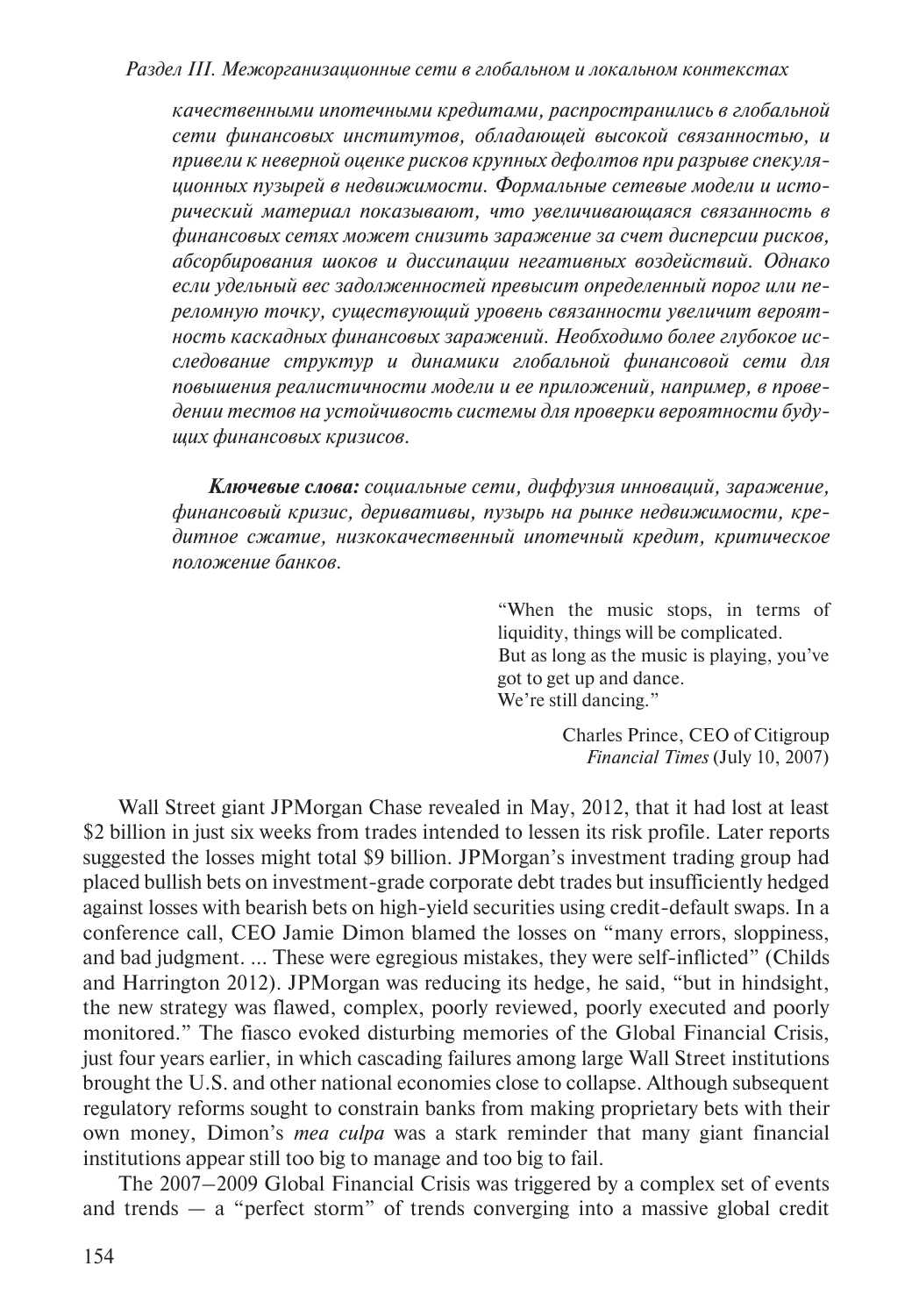*качественными ипотечными кредитами, распространились в глобальной сети финансовых институтов, обладающей высокой связанностью, и привели к неверной оценке рисков крупных дефолтов при разрыве спекуляционных пузырей в недвижимости. Формальные сетевые модели и исторический материал показывают, что увеличивающаяся связанность в финансовых сетях может снизить заражение за счет дисперсии рисков, абсорбирования шоков и диссипации негативных воздействий. Однако если удельный вес задолженностей превысит определенный порог или переломную точку, существующий уровень связанности увеличит вероятность каскадных финансовых заражений. Необходимо более глубокое исследование структур и динамики глобальной финансовой сети для повышения реалистичности модели и ее приложений, например, в проведении тестов на устойчивость системы для проверки вероятности будущих финансовых кризисов.*

***Ключевые слова:*** *социальные сети, диффузия инноваций, заражение, финансовый кризис, деривативы, пузырь на рынке недвижимости, кредитное сжатие, низкокачественный ипотечный кредит, критическое положение банков.*

> "When the music stops, in terms of liquidity, things will be complicated.
> But as long as the music is playing, you've got to get up and dance.
> We're still dancing."
>
> Charles Prince, CEO of Citigroup
> *Financial Times* (July 10, 2007)

Wall Street giant JPMorgan Chase revealed in May, 2012, that it had lost at least $2 billion in just six weeks from trades intended to lessen its risk profile. Later reports suggested the losses might total $9 billion. JPMorgan's investment trading group had placed bullish bets on investment-grade corporate debt trades but insufficiently hedged against losses with bearish bets on high-yield securities using credit-default swaps. In a conference call, CEO Jamie Dimon blamed the losses on "many errors, sloppiness, and bad judgment. ... These were egregious mistakes, they were self-inflicted" (Childs and Harrington 2012). JPMorgan was reducing its hedge, he said, "but in hindsight, the new strategy was flawed, complex, poorly reviewed, poorly executed and poorly monitored." The fiasco evoked disturbing memories of the Global Financial Crisis, just four years earlier, in which cascading failures among large Wall Street institutions brought the U.S. and other national economies close to collapse. Although subsequent regulatory reforms sought to constrain banks from making proprietary bets with their own money, Dimon's *mea culpa* was a stark reminder that many giant financial institutions appear still too big to manage and too big to fail.

The 2007–2009 Global Financial Crisis was triggered by a complex set of events and trends — a "perfect storm" of trends converging into a massive global credit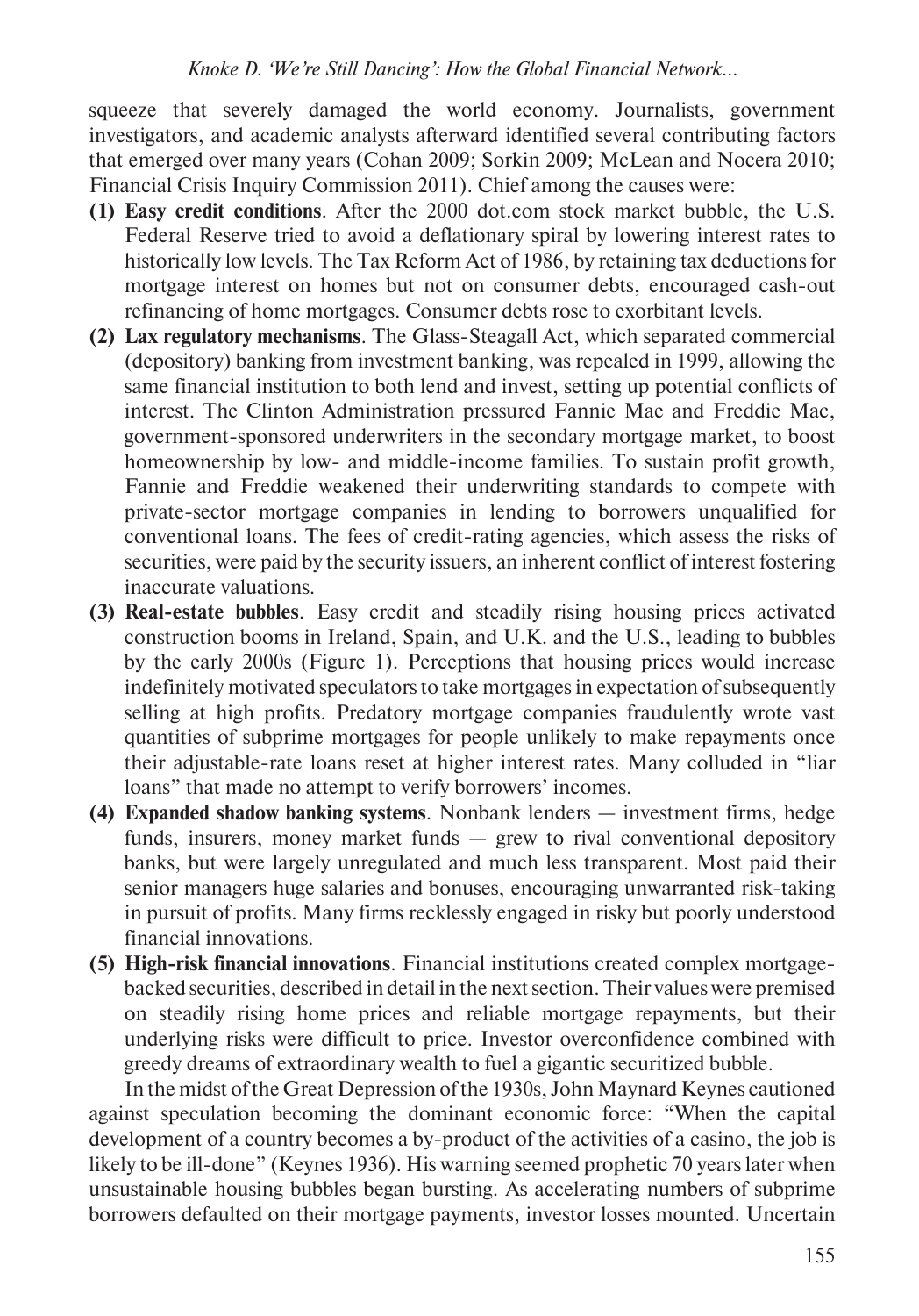squeeze that severely damaged the world economy. Journalists, government investigators, and academic analysts afterward identified several contributing factors that emerged over many years (Cohan 2009; Sorkin 2009; McLean and Nocera 2010; Financial Crisis Inquiry Commission 2011). Chief among the causes were:

**(1) Easy credit conditions**. After the 2000 dot.com stock market bubble, the U.S. Federal Reserve tried to avoid a deflationary spiral by lowering interest rates to historically low levels. The Tax Reform Act of 1986, by retaining tax deductions for mortgage interest on homes but not on consumer debts, encouraged cash-out refinancing of home mortgages. Consumer debts rose to exorbitant levels.

**(2) Lax regulatory mechanisms**. The Glass-Steagall Act, which separated commercial (depository) banking from investment banking, was repealed in 1999, allowing the same financial institution to both lend and invest, setting up potential conflicts of interest. The Clinton Administration pressured Fannie Mae and Freddie Mac, government-sponsored underwriters in the secondary mortgage market, to boost homeownership by low- and middle-income families. To sustain profit growth, Fannie and Freddie weakened their underwriting standards to compete with private-sector mortgage companies in lending to borrowers unqualified for conventional loans. The fees of credit-rating agencies, which assess the risks of securities, were paid by the security issuers, an inherent conflict of interest fostering inaccurate valuations.

**(3) Real-estate bubbles**. Easy credit and steadily rising housing prices activated construction booms in Ireland, Spain, and U.K. and the U.S., leading to bubbles by the early 2000s (Figure 1). Perceptions that housing prices would increase indefinitely motivated speculators to take mortgages in expectation of subsequently selling at high profits. Predatory mortgage companies fraudulently wrote vast quantities of subprime mortgages for people unlikely to make repayments once their adjustable-rate loans reset at higher interest rates. Many colluded in "liar loans" that made no attempt to verify borrowers' incomes.

**(4) Expanded shadow banking systems**. Nonbank lenders — investment firms, hedge funds, insurers, money market funds — grew to rival conventional depository banks, but were largely unregulated and much less transparent. Most paid their senior managers huge salaries and bonuses, encouraging unwarranted risk-taking in pursuit of profits. Many firms recklessly engaged in risky but poorly understood financial innovations.

**(5) High-risk financial innovations**. Financial institutions created complex mortgage-backed securities, described in detail in the next section. Their values were premised on steadily rising home prices and reliable mortgage repayments, but their underlying risks were difficult to price. Investor overconfidence combined with greedy dreams of extraordinary wealth to fuel a gigantic securitized bubble.

In the midst of the Great Depression of the 1930s, John Maynard Keynes cautioned against speculation becoming the dominant economic force: "When the capital development of a country becomes a by-product of the activities of a casino, the job is likely to be ill-done" (Keynes 1936). His warning seemed prophetic 70 years later when unsustainable housing bubbles began bursting. As accelerating numbers of subprime borrowers defaulted on their mortgage payments, investor losses mounted. Uncertain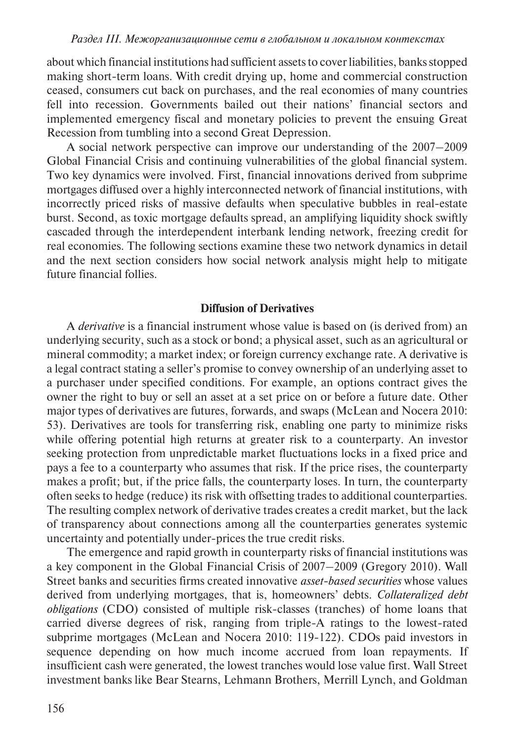about which financial institutions had sufficient assets to cover liabilities, banks stopped making short-term loans. With credit drying up, home and commercial construction ceased, consumers cut back on purchases, and the real economies of many countries fell into recession. Governments bailed out their nations' financial sectors and implemented emergency fiscal and monetary policies to prevent the ensuing Great Recession from tumbling into a second Great Depression.

A social network perspective can improve our understanding of the 2007–2009 Global Financial Crisis and continuing vulnerabilities of the global financial system. Two key dynamics were involved. First, financial innovations derived from subprime mortgages diffused over a highly interconnected network of financial institutions, with incorrectly priced risks of massive defaults when speculative bubbles in real-estate burst. Second, as toxic mortgage defaults spread, an amplifying liquidity shock swiftly cascaded through the interdependent interbank lending network, freezing credit for real economies. The following sections examine these two network dynamics in detail and the next section considers how social network analysis might help to mitigate future financial follies.

## Diffusion of Derivatives

A *derivative* is a financial instrument whose value is based on (is derived from) an underlying security, such as a stock or bond; a physical asset, such as an agricultural or mineral commodity; a market index; or foreign currency exchange rate. A derivative is a legal contract stating a seller's promise to convey ownership of an underlying asset to a purchaser under specified conditions. For example, an options contract gives the owner the right to buy or sell an asset at a set price on or before a future date. Other major types of derivatives are futures, forwards, and swaps (McLean and Nocera 2010: 53). Derivatives are tools for transferring risk, enabling one party to minimize risks while offering potential high returns at greater risk to a counterparty. An investor seeking protection from unpredictable market fluctuations locks in a fixed price and pays a fee to a counterparty who assumes that risk. If the price rises, the counterparty makes a profit; but, if the price falls, the counterparty loses. In turn, the counterparty often seeks to hedge (reduce) its risk with offsetting trades to additional counterparties. The resulting complex network of derivative trades creates a credit market, but the lack of transparency about connections among all the counterparties generates systemic uncertainty and potentially under-prices the true credit risks.

The emergence and rapid growth in counterparty risks of financial institutions was a key component in the Global Financial Crisis of 2007–2009 (Gregory 2010). Wall Street banks and securities firms created innovative *asset-based securities* whose values derived from underlying mortgages, that is, homeowners' debts. *Collateralized debt obligations* (CDO) consisted of multiple risk-classes (tranches) of home loans that carried diverse degrees of risk, ranging from triple-A ratings to the lowest-rated subprime mortgages (McLean and Nocera 2010: 119-122). CDOs paid investors in sequence depending on how much income accrued from loan repayments. If insufficient cash were generated, the lowest tranches would lose value first. Wall Street investment banks like Bear Stearns, Lehmann Brothers, Merrill Lynch, and Goldman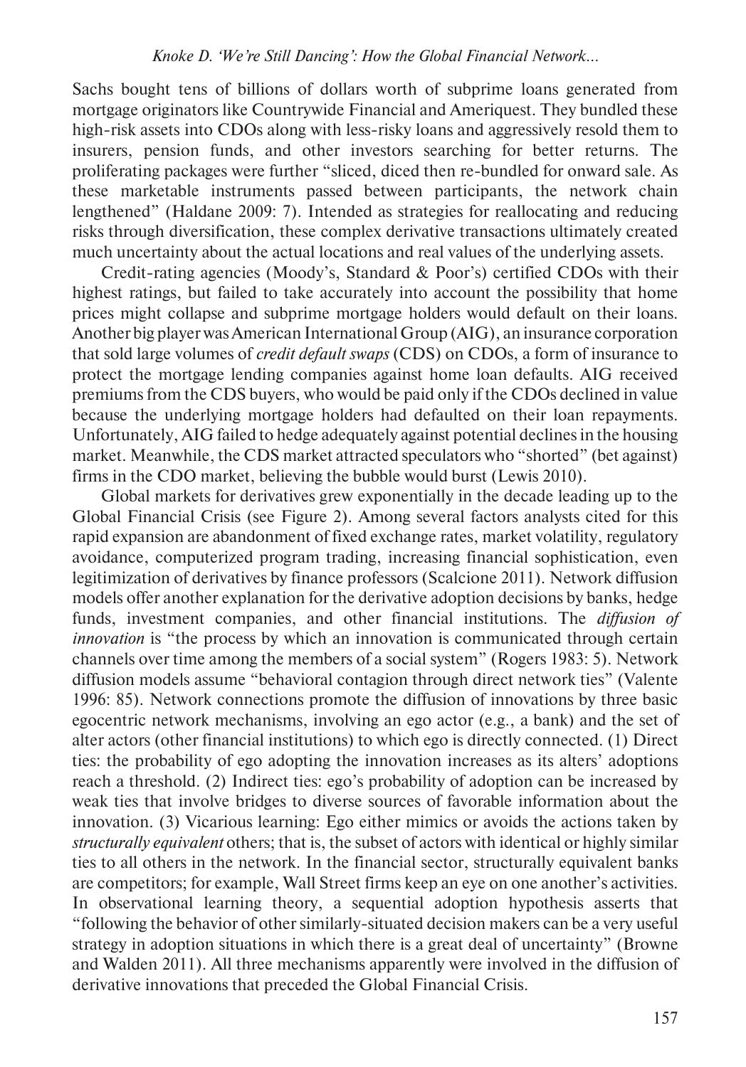Sachs bought tens of billions of dollars worth of subprime loans generated from mortgage originators like Countrywide Financial and Ameriquest. They bundled these high-risk assets into CDOs along with less-risky loans and aggressively resold them to insurers, pension funds, and other investors searching for better returns. The proliferating packages were further "sliced, diced then re-bundled for onward sale. As these marketable instruments passed between participants, the network chain lengthened" (Haldane 2009: 7). Intended as strategies for reallocating and reducing risks through diversification, these complex derivative transactions ultimately created much uncertainty about the actual locations and real values of the underlying assets.

Credit-rating agencies (Moody's, Standard & Poor's) certified CDOs with their highest ratings, but failed to take accurately into account the possibility that home prices might collapse and subprime mortgage holders would default on their loans. Another big player was American International Group (AIG), an insurance corporation that sold large volumes of *credit default swaps* (CDS) on CDOs, a form of insurance to protect the mortgage lending companies against home loan defaults. AIG received premiums from the CDS buyers, who would be paid only if the CDOs declined in value because the underlying mortgage holders had defaulted on their loan repayments. Unfortunately, AIG failed to hedge adequately against potential declines in the housing market. Meanwhile, the CDS market attracted speculators who "shorted" (bet against) firms in the CDO market, believing the bubble would burst (Lewis 2010).

Global markets for derivatives grew exponentially in the decade leading up to the Global Financial Crisis (see Figure 2). Among several factors analysts cited for this rapid expansion are abandonment of fixed exchange rates, market volatility, regulatory avoidance, computerized program trading, increasing financial sophistication, even legitimization of derivatives by finance professors (Scalcione 2011). Network diffusion models offer another explanation for the derivative adoption decisions by banks, hedge funds, investment companies, and other financial institutions. The *diffusion of innovation* is "the process by which an innovation is communicated through certain channels over time among the members of a social system" (Rogers 1983: 5). Network diffusion models assume "behavioral contagion through direct network ties" (Valente 1996: 85). Network connections promote the diffusion of innovations by three basic egocentric network mechanisms, involving an ego actor (e.g., a bank) and the set of alter actors (other financial institutions) to which ego is directly connected. (1) Direct ties: the probability of ego adopting the innovation increases as its alters' adoptions reach a threshold. (2) Indirect ties: ego's probability of adoption can be increased by weak ties that involve bridges to diverse sources of favorable information about the innovation. (3) Vicarious learning: Ego either mimics or avoids the actions taken by *structurally equivalent* others; that is, the subset of actors with identical or highly similar ties to all others in the network. In the financial sector, structurally equivalent banks are competitors; for example, Wall Street firms keep an eye on one another's activities. In observational learning theory, a sequential adoption hypothesis asserts that "following the behavior of other similarly-situated decision makers can be a very useful strategy in adoption situations in which there is a great deal of uncertainty" (Browne and Walden 2011). All three mechanisms apparently were involved in the diffusion of derivative innovations that preceded the Global Financial Crisis.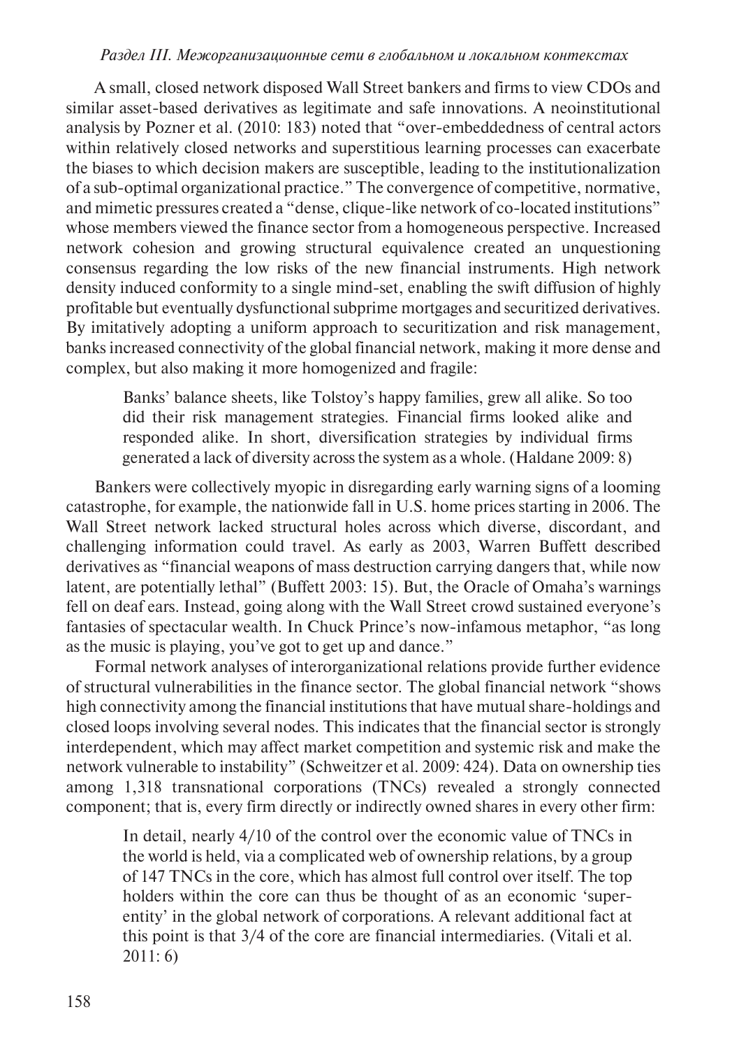A small, closed network disposed Wall Street bankers and firms to view CDOs and similar asset-based derivatives as legitimate and safe innovations. A neoinstitutional analysis by Pozner et al. (2010: 183) noted that "over-embeddedness of central actors within relatively closed networks and superstitious learning processes can exacerbate the biases to which decision makers are susceptible, leading to the institutionalization of a sub-optimal organizational practice." The convergence of competitive, normative, and mimetic pressures created a "dense, clique-like network of co-located institutions" whose members viewed the finance sector from a homogeneous perspective. Increased network cohesion and growing structural equivalence created an unquestioning consensus regarding the low risks of the new financial instruments. High network density induced conformity to a single mind-set, enabling the swift diffusion of highly profitable but eventually dysfunctional subprime mortgages and securitized derivatives. By imitatively adopting a uniform approach to securitization and risk management, banks increased connectivity of the global financial network, making it more dense and complex, but also making it more homogenized and fragile:

> Banks' balance sheets, like Tolstoy's happy families, grew all alike. So too did their risk management strategies. Financial firms looked alike and responded alike. In short, diversification strategies by individual firms generated a lack of diversity across the system as a whole. (Haldane 2009: 8)

Bankers were collectively myopic in disregarding early warning signs of a looming catastrophe, for example, the nationwide fall in U.S. home prices starting in 2006. The Wall Street network lacked structural holes across which diverse, discordant, and challenging information could travel. As early as 2003, Warren Buffett described derivatives as "financial weapons of mass destruction carrying dangers that, while now latent, are potentially lethal" (Buffett 2003: 15). But, the Oracle of Omaha's warnings fell on deaf ears. Instead, going along with the Wall Street crowd sustained everyone's fantasies of spectacular wealth. In Chuck Prince's now-infamous metaphor, "as long as the music is playing, you've got to get up and dance."

Formal network analyses of interorganizational relations provide further evidence of structural vulnerabilities in the finance sector. The global financial network "shows high connectivity among the financial institutions that have mutual share-holdings and closed loops involving several nodes. This indicates that the financial sector is strongly interdependent, which may affect market competition and systemic risk and make the network vulnerable to instability" (Schweitzer et al. 2009: 424). Data on ownership ties among 1,318 transnational corporations (TNCs) revealed a strongly connected component; that is, every firm directly or indirectly owned shares in every other firm:

> In detail, nearly 4/10 of the control over the economic value of TNCs in the world is held, via a complicated web of ownership relations, by a group of 147 TNCs in the core, which has almost full control over itself. The top holders within the core can thus be thought of as an economic 'super-entity' in the global network of corporations. A relevant additional fact at this point is that 3/4 of the core are financial intermediaries. (Vitali et al. 2011: 6)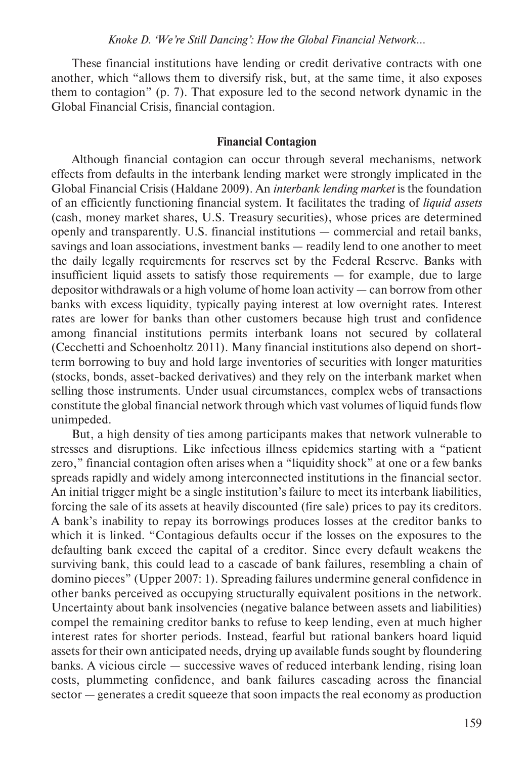These financial institutions have lending or credit derivative contracts with one another, which "allows them to diversify risk, but, at the same time, it also exposes them to contagion" (p. 7). That exposure led to the second network dynamic in the Global Financial Crisis, financial contagion.

## Financial Contagion

Although financial contagion can occur through several mechanisms, network effects from defaults in the interbank lending market were strongly implicated in the Global Financial Crisis (Haldane 2009). An *interbank lending market* is the foundation of an efficiently functioning financial system. It facilitates the trading of *liquid assets* (cash, money market shares, U.S. Treasury securities), whose prices are determined openly and transparently. U.S. financial institutions — commercial and retail banks, savings and loan associations, investment banks — readily lend to one another to meet the daily legally requirements for reserves set by the Federal Reserve. Banks with insufficient liquid assets to satisfy those requirements — for example, due to large depositor withdrawals or a high volume of home loan activity — can borrow from other banks with excess liquidity, typically paying interest at low overnight rates. Interest rates are lower for banks than other customers because high trust and confidence among financial institutions permits interbank loans not secured by collateral (Cecchetti and Schoenholtz 2011). Many financial institutions also depend on short-term borrowing to buy and hold large inventories of securities with longer maturities (stocks, bonds, asset-backed derivatives) and they rely on the interbank market when selling those instruments. Under usual circumstances, complex webs of transactions constitute the global financial network through which vast volumes of liquid funds flow unimpeded.

But, a high density of ties among participants makes that network vulnerable to stresses and disruptions. Like infectious illness epidemics starting with a "patient zero," financial contagion often arises when a "liquidity shock" at one or a few banks spreads rapidly and widely among interconnected institutions in the financial sector. An initial trigger might be a single institution's failure to meet its interbank liabilities, forcing the sale of its assets at heavily discounted (fire sale) prices to pay its creditors. A bank's inability to repay its borrowings produces losses at the creditor banks to which it is linked. "Contagious defaults occur if the losses on the exposures to the defaulting bank exceed the capital of a creditor. Since every default weakens the surviving bank, this could lead to a cascade of bank failures, resembling a chain of domino pieces" (Upper 2007: 1). Spreading failures undermine general confidence in other banks perceived as occupying structurally equivalent positions in the network. Uncertainty about bank insolvencies (negative balance between assets and liabilities) compel the remaining creditor banks to refuse to keep lending, even at much higher interest rates for shorter periods. Instead, fearful but rational bankers hoard liquid assets for their own anticipated needs, drying up available funds sought by floundering banks. A vicious circle — successive waves of reduced interbank lending, rising loan costs, plummeting confidence, and bank failures cascading across the financial sector — generates a credit squeeze that soon impacts the real economy as production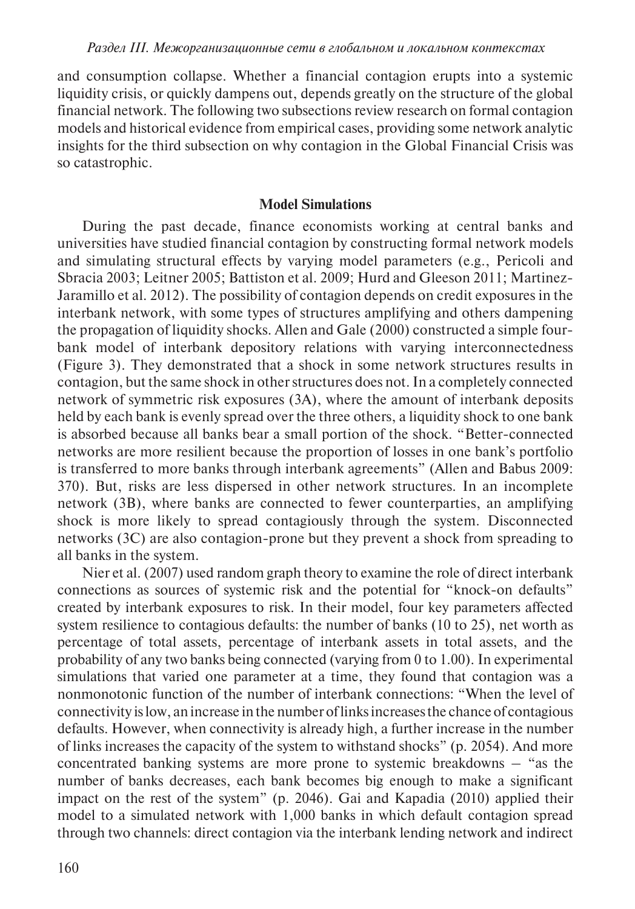and consumption collapse. Whether a financial contagion erupts into a systemic liquidity crisis, or quickly dampens out, depends greatly on the structure of the global financial network. The following two subsections review research on formal contagion models and historical evidence from empirical cases, providing some network analytic insights for the third subsection on why contagion in the Global Financial Crisis was so catastrophic.

### Model Simulations

During the past decade, finance economists working at central banks and universities have studied financial contagion by constructing formal network models and simulating structural effects by varying model parameters (e.g., Pericoli and Sbracia 2003; Leitner 2005; Battiston et al. 2009; Hurd and Gleeson 2011; Martinez-Jaramillo et al. 2012). The possibility of contagion depends on credit exposures in the interbank network, with some types of structures amplifying and others dampening the propagation of liquidity shocks. Allen and Gale (2000) constructed a simple four-bank model of interbank depository relations with varying interconnectedness (Figure 3). They demonstrated that a shock in some network structures results in contagion, but the same shock in other structures does not. In a completely connected network of symmetric risk exposures (3A), where the amount of interbank deposits held by each bank is evenly spread over the three others, a liquidity shock to one bank is absorbed because all banks bear a small portion of the shock. "Better-connected networks are more resilient because the proportion of losses in one bank's portfolio is transferred to more banks through interbank agreements" (Allen and Babus 2009: 370). But, risks are less dispersed in other network structures. In an incomplete network (3B), where banks are connected to fewer counterparties, an amplifying shock is more likely to spread contagiously through the system. Disconnected networks (3C) are also contagion-prone but they prevent a shock from spreading to all banks in the system.

Nier et al. (2007) used random graph theory to examine the role of direct interbank connections as sources of systemic risk and the potential for "knock-on defaults" created by interbank exposures to risk. In their model, four key parameters affected system resilience to contagious defaults: the number of banks (10 to 25), net worth as percentage of total assets, percentage of interbank assets in total assets, and the probability of any two banks being connected (varying from 0 to 1.00). In experimental simulations that varied one parameter at a time, they found that contagion was a nonmonotonic function of the number of interbank connections: "When the level of connectivity is low, an increase in the number of links increases the chance of contagious defaults. However, when connectivity is already high, a further increase in the number of links increases the capacity of the system to withstand shocks" (p. 2054). And more concentrated banking systems are more prone to systemic breakdowns – "as the number of banks decreases, each bank becomes big enough to make a significant impact on the rest of the system" (p. 2046). Gai and Kapadia (2010) applied their model to a simulated network with 1,000 banks in which default contagion spread through two channels: direct contagion via the interbank lending network and indirect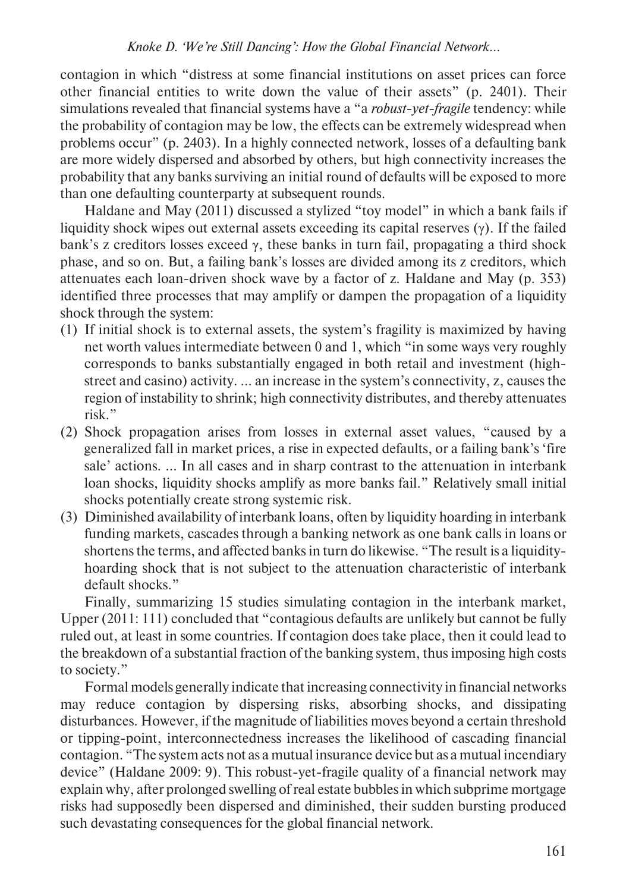contagion in which "distress at some financial institutions on asset prices can force other financial entities to write down the value of their assets" (p. 2401). Their simulations revealed that financial systems have a "a *robust-yet-fragile* tendency: while the probability of contagion may be low, the effects can be extremely widespread when problems occur" (p. 2403). In a highly connected network, losses of a defaulting bank are more widely dispersed and absorbed by others, but high connectivity increases the probability that any banks surviving an initial round of defaults will be exposed to more than one defaulting counterparty at subsequent rounds.

Haldane and May (2011) discussed a stylized "toy model" in which a bank fails if liquidity shock wipes out external assets exceeding its capital reserves ($\gamma$). If the failed bank's z creditors losses exceed $\gamma$, these banks in turn fail, propagating a third shock phase, and so on. But, a failing bank's losses are divided among its z creditors, which attenuates each loan-driven shock wave by a factor of z. Haldane and May (p. 353) identified three processes that may amplify or dampen the propagation of a liquidity shock through the system:

(1) If initial shock is to external assets, the system's fragility is maximized by having net worth values intermediate between 0 and 1, which "in some ways very roughly corresponds to banks substantially engaged in both retail and investment (high-street and casino) activity. ... an increase in the system's connectivity, z, causes the region of instability to shrink; high connectivity distributes, and thereby attenuates risk."

(2) Shock propagation arises from losses in external asset values, "caused by a generalized fall in market prices, a rise in expected defaults, or a failing bank's 'fire sale' actions. ... In all cases and in sharp contrast to the attenuation in interbank loan shocks, liquidity shocks amplify as more banks fail." Relatively small initial shocks potentially create strong systemic risk.

(3) Diminished availability of interbank loans, often by liquidity hoarding in interbank funding markets, cascades through a banking network as one bank calls in loans or shortens the terms, and affected banks in turn do likewise. "The result is a liquidity-hoarding shock that is not subject to the attenuation characteristic of interbank default shocks."

Finally, summarizing 15 studies simulating contagion in the interbank market, Upper (2011: 111) concluded that "contagious defaults are unlikely but cannot be fully ruled out, at least in some countries. If contagion does take place, then it could lead to the breakdown of a substantial fraction of the banking system, thus imposing high costs to society."

Formal models generally indicate that increasing connectivity in financial networks may reduce contagion by dispersing risks, absorbing shocks, and dissipating disturbances. However, if the magnitude of liabilities moves beyond a certain threshold or tipping-point, interconnectedness increases the likelihood of cascading financial contagion. "The system acts not as a mutual insurance device but as a mutual incendiary device" (Haldane 2009: 9). This robust-yet-fragile quality of a financial network may explain why, after prolonged swelling of real estate bubbles in which subprime mortgage risks had supposedly been dispersed and diminished, their sudden bursting produced such devastating consequences for the global financial network.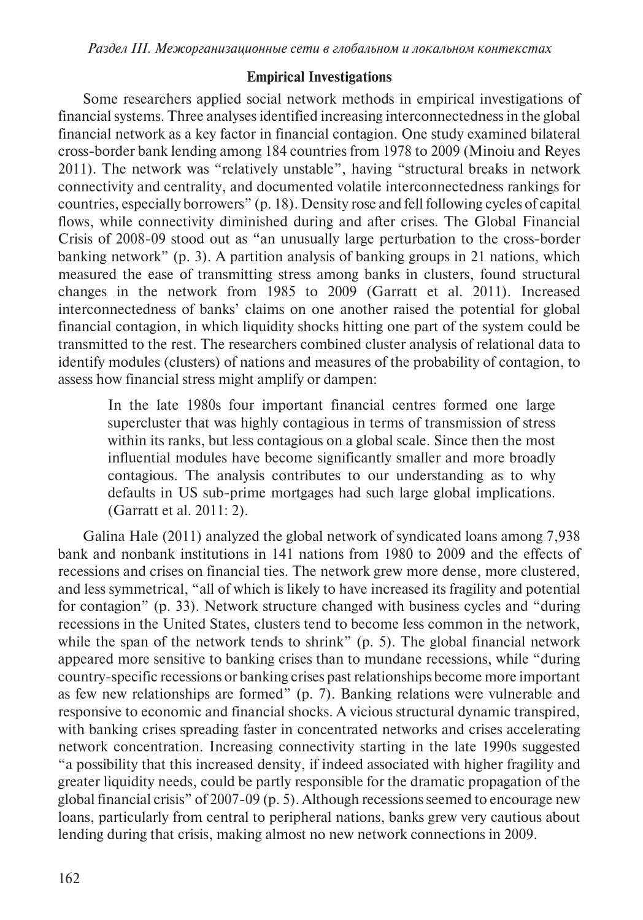### Empirical Investigations

Some researchers applied social network methods in empirical investigations of financial systems. Three analyses identified increasing interconnectedness in the global financial network as a key factor in financial contagion. One study examined bilateral cross-border bank lending among 184 countries from 1978 to 2009 (Minoiu and Reyes 2011). The network was "relatively unstable", having "structural breaks in network connectivity and centrality, and documented volatile interconnectedness rankings for countries, especially borrowers" (p. 18). Density rose and fell following cycles of capital flows, while connectivity diminished during and after crises. The Global Financial Crisis of 2008-09 stood out as "an unusually large perturbation to the cross-border banking network" (p. 3). A partition analysis of banking groups in 21 nations, which measured the ease of transmitting stress among banks in clusters, found structural changes in the network from 1985 to 2009 (Garratt et al. 2011). Increased interconnectedness of banks' claims on one another raised the potential for global financial contagion, in which liquidity shocks hitting one part of the system could be transmitted to the rest. The researchers combined cluster analysis of relational data to identify modules (clusters) of nations and measures of the probability of contagion, to assess how financial stress might amplify or dampen:

> In the late 1980s four important financial centres formed one large supercluster that was highly contagious in terms of transmission of stress within its ranks, but less contagious on a global scale. Since then the most influential modules have become significantly smaller and more broadly contagious. The analysis contributes to our understanding as to why defaults in US sub-prime mortgages had such large global implications. (Garratt et al. 2011: 2).

Galina Hale (2011) analyzed the global network of syndicated loans among 7,938 bank and nonbank institutions in 141 nations from 1980 to 2009 and the effects of recessions and crises on financial ties. The network grew more dense, more clustered, and less symmetrical, "all of which is likely to have increased its fragility and potential for contagion" (p. 33). Network structure changed with business cycles and "during recessions in the United States, clusters tend to become less common in the network, while the span of the network tends to shrink" (p. 5). The global financial network appeared more sensitive to banking crises than to mundane recessions, while "during country-specific recessions or banking crises past relationships become more important as few new relationships are formed" (p. 7). Banking relations were vulnerable and responsive to economic and financial shocks. A vicious structural dynamic transpired, with banking crises spreading faster in concentrated networks and crises accelerating network concentration. Increasing connectivity starting in the late 1990s suggested "a possibility that this increased density, if indeed associated with higher fragility and greater liquidity needs, could be partly responsible for the dramatic propagation of the global financial crisis" of 2007-09 (p. 5). Although recessions seemed to encourage new loans, particularly from central to peripheral nations, banks grew very cautious about lending during that crisis, making almost no new network connections in 2009.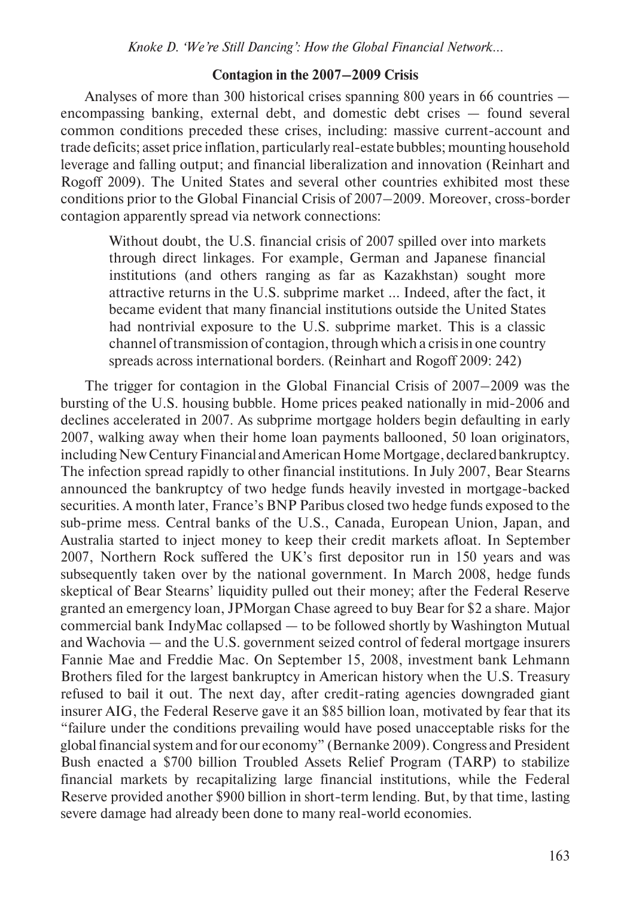### Contagion in the 2007–2009 Crisis

Analyses of more than 300 historical crises spanning 800 years in 66 countries — encompassing banking, external debt, and domestic debt crises — found several common conditions preceded these crises, including: massive current-account and trade deficits; asset price inflation, particularly real-estate bubbles; mounting household leverage and falling output; and financial liberalization and innovation (Reinhart and Rogoff 2009). The United States and several other countries exhibited most these conditions prior to the Global Financial Crisis of 2007–2009. Moreover, cross-border contagion apparently spread via network connections:

> Without doubt, the U.S. financial crisis of 2007 spilled over into markets through direct linkages. For example, German and Japanese financial institutions (and others ranging as far as Kazakhstan) sought more attractive returns in the U.S. subprime market ... Indeed, after the fact, it became evident that many financial institutions outside the United States had nontrivial exposure to the U.S. subprime market. This is a classic channel of transmission of contagion, through which a crisis in one country spreads across international borders. (Reinhart and Rogoff 2009: 242)

The trigger for contagion in the Global Financial Crisis of 2007–2009 was the bursting of the U.S. housing bubble. Home prices peaked nationally in mid-2006 and declines accelerated in 2007. As subprime mortgage holders begin defaulting in early 2007, walking away when their home loan payments ballooned, 50 loan originators, including New Century Financial and American Home Mortgage, declared bankruptcy. The infection spread rapidly to other financial institutions. In July 2007, Bear Stearns announced the bankruptcy of two hedge funds heavily invested in mortgage-backed securities. A month later, France's BNP Paribus closed two hedge funds exposed to the sub-prime mess. Central banks of the U.S., Canada, European Union, Japan, and Australia started to inject money to keep their credit markets afloat. In September 2007, Northern Rock suffered the UK's first depositor run in 150 years and was subsequently taken over by the national government. In March 2008, hedge funds skeptical of Bear Stearns' liquidity pulled out their money; after the Federal Reserve granted an emergency loan, JPMorgan Chase agreed to buy Bear for $2 a share. Major commercial bank IndyMac collapsed — to be followed shortly by Washington Mutual and Wachovia — and the U.S. government seized control of federal mortgage insurers Fannie Mae and Freddie Mac. On September 15, 2008, investment bank Lehmann Brothers filed for the largest bankruptcy in American history when the U.S. Treasury refused to bail it out. The next day, after credit-rating agencies downgraded giant insurer AIG, the Federal Reserve gave it an $85 billion loan, motivated by fear that its "failure under the conditions prevailing would have posed unacceptable risks for the global financial system and for our economy" (Bernanke 2009). Congress and President Bush enacted a $700 billion Troubled Assets Relief Program (TARP) to stabilize financial markets by recapitalizing large financial institutions, while the Federal Reserve provided another $900 billion in short-term lending. But, by that time, lasting severe damage had already been done to many real-world economies.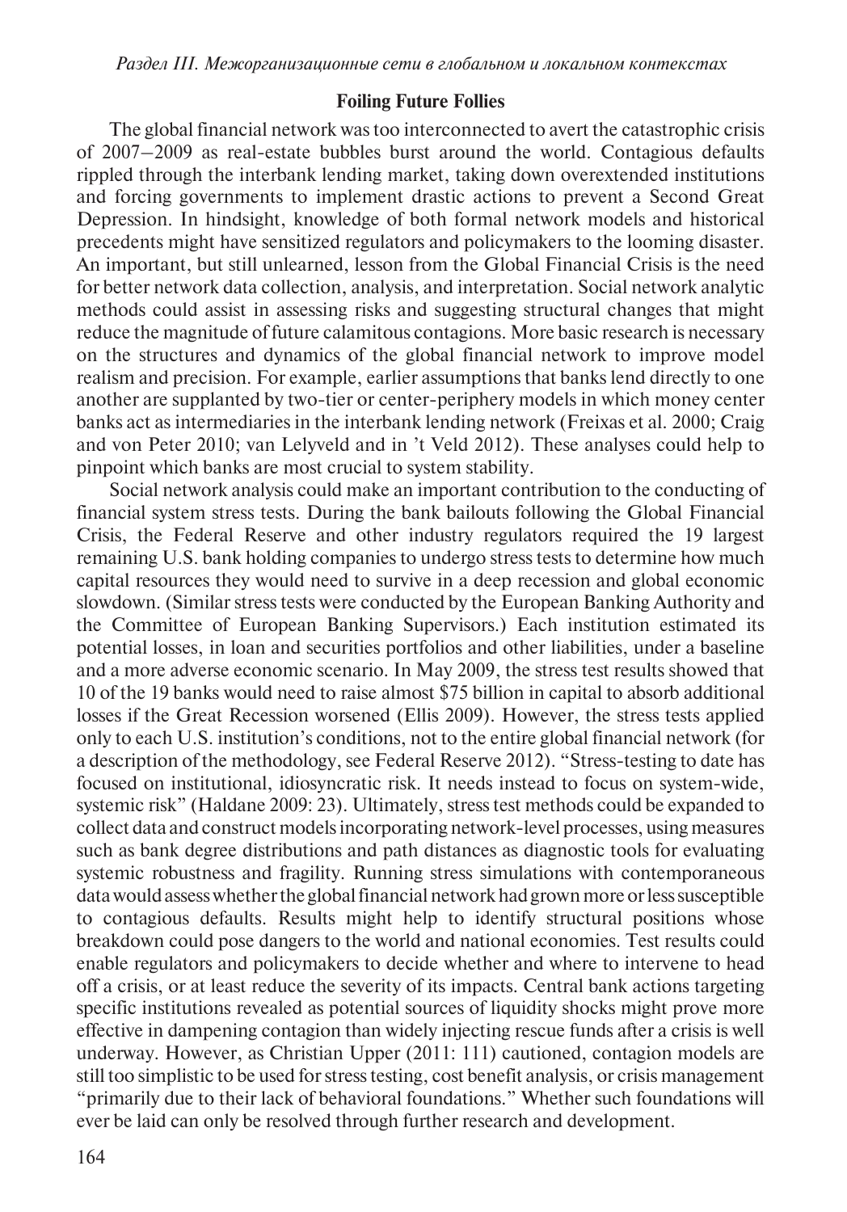## Foiling Future Follies

The global financial network was too interconnected to avert the catastrophic crisis of 2007–2009 as real-estate bubbles burst around the world. Contagious defaults rippled through the interbank lending market, taking down overextended institutions and forcing governments to implement drastic actions to prevent a Second Great Depression. In hindsight, knowledge of both formal network models and historical precedents might have sensitized regulators and policymakers to the looming disaster. An important, but still unlearned, lesson from the Global Financial Crisis is the need for better network data collection, analysis, and interpretation. Social network analytic methods could assist in assessing risks and suggesting structural changes that might reduce the magnitude of future calamitous contagions. More basic research is necessary on the structures and dynamics of the global financial network to improve model realism and precision. For example, earlier assumptions that banks lend directly to one another are supplanted by two-tier or center-periphery models in which money center banks act as intermediaries in the interbank lending network (Freixas et al. 2000; Craig and von Peter 2010; van Lelyveld and in 't Veld 2012). These analyses could help to pinpoint which banks are most crucial to system stability.

Social network analysis could make an important contribution to the conducting of financial system stress tests. During the bank bailouts following the Global Financial Crisis, the Federal Reserve and other industry regulators required the 19 largest remaining U.S. bank holding companies to undergo stress tests to determine how much capital resources they would need to survive in a deep recession and global economic slowdown. (Similar stress tests were conducted by the European Banking Authority and the Committee of European Banking Supervisors.) Each institution estimated its potential losses, in loan and securities portfolios and other liabilities, under a baseline and a more adverse economic scenario. In May 2009, the stress test results showed that 10 of the 19 banks would need to raise almost $75 billion in capital to absorb additional losses if the Great Recession worsened (Ellis 2009). However, the stress tests applied only to each U.S. institution's conditions, not to the entire global financial network (for a description of the methodology, see Federal Reserve 2012). "Stress-testing to date has focused on institutional, idiosyncratic risk. It needs instead to focus on system-wide, systemic risk" (Haldane 2009: 23). Ultimately, stress test methods could be expanded to collect data and construct models incorporating network-level processes, using measures such as bank degree distributions and path distances as diagnostic tools for evaluating systemic robustness and fragility. Running stress simulations with contemporaneous data would assess whether the global financial network had grown more or less susceptible to contagious defaults. Results might help to identify structural positions whose breakdown could pose dangers to the world and national economies. Test results could enable regulators and policymakers to decide whether and where to intervene to head off a crisis, or at least reduce the severity of its impacts. Central bank actions targeting specific institutions revealed as potential sources of liquidity shocks might prove more effective in dampening contagion than widely injecting rescue funds after a crisis is well underway. However, as Christian Upper (2011: 111) cautioned, contagion models are still too simplistic to be used for stress testing, cost benefit analysis, or crisis management "primarily due to their lack of behavioral foundations." Whether such foundations will ever be laid can only be resolved through further research and development.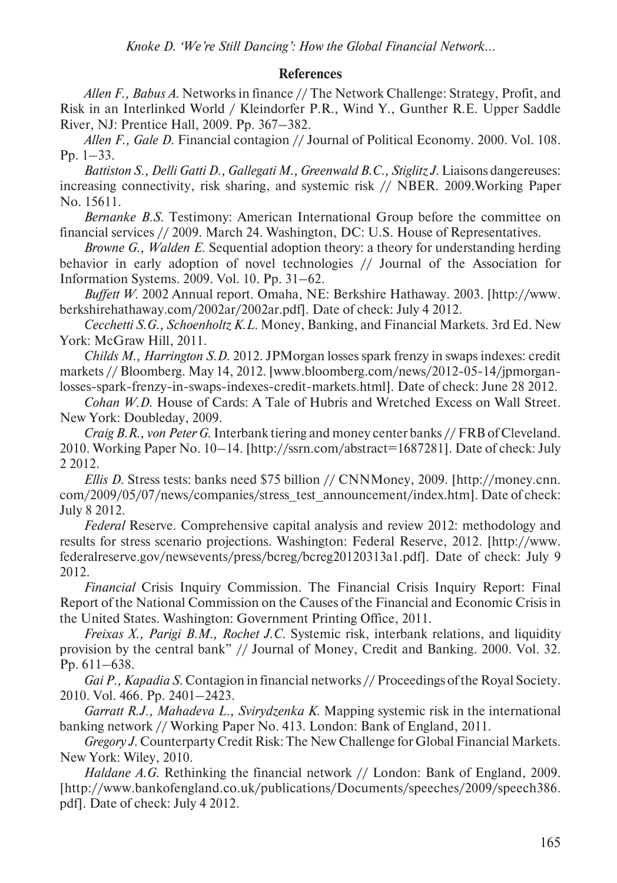## References

*Allen F., Babus A.* Networks in finance // The Network Challenge: Strategy, Profit, and Risk in an Interlinked World / Kleindorfer P.R., Wind Y., Gunther R.E. Upper Saddle River, NJ: Prentice Hall, 2009. Pp. 367–382.

*Allen F., Gale D.* Financial contagion // Journal of Political Economy. 2000. Vol. 108. Pp. 1–33.

*Battiston S., Delli Gatti D., Gallegati M., Greenwald B.C., Stiglitz J.* Liaisons dangereuses: increasing connectivity, risk sharing, and systemic risk // NBER. 2009.Working Paper No. 15611.

*Bernanke B.S.* Testimony: American International Group before the committee on financial services // 2009. March 24. Washington, DC: U.S. House of Representatives.

*Browne G., Walden E.* Sequential adoption theory: a theory for understanding herding behavior in early adoption of novel technologies // Journal of the Association for Information Systems. 2009. Vol. 10. Pp. 31–62.

*Buffett W.* 2002 Annual report. Omaha, NE: Berkshire Hathaway. 2003. [http://www.berkshirehathaway.com/2002ar/2002ar.pdf]. Date of check: July 4 2012.

*Cecchetti S.G., Schoenholtz K.L.* Money, Banking, and Financial Markets. 3rd Ed. New York: McGraw Hill, 2011.

*Childs M., Harrington S.D.* 2012. JPMorgan losses spark frenzy in swaps indexes: credit markets // Bloomberg. May 14, 2012. [www.bloomberg.com/news/2012-05-14/jpmorgan-losses-spark-frenzy-in-swaps-indexes-credit-markets.html]. Date of check: June 28 2012.

*Cohan W.D.* House of Cards: A Tale of Hubris and Wretched Excess on Wall Street. New York: Doubleday, 2009.

*Craig B.R., von Peter G.* Interbank tiering and money center banks // FRB of Cleveland. 2010. Working Paper No. 10–14. [http://ssrn.com/abstract=1687281]. Date of check: July 2 2012.

*Ellis D.* Stress tests: banks need $75 billion // CNNMoney, 2009. [http://money.cnn.com/2009/05/07/news/companies/stress_test_announcement/index.htm]. Date of check: July 8 2012.

*Federal* Reserve. Comprehensive capital analysis and review 2012: methodology and results for stress scenario projections. Washington: Federal Reserve, 2012. [http://www.federalreserve.gov/newsevents/press/bcreg/bcreg20120313a1.pdf]. Date of check: July 9 2012.

*Financial* Crisis Inquiry Commission. The Financial Crisis Inquiry Report: Final Report of the National Commission on the Causes of the Financial and Economic Crisis in the United States. Washington: Government Printing Office, 2011.

*Freixas X., Parigi B.M., Rochet J.C.* Systemic risk, interbank relations, and liquidity provision by the central bank" // Journal of Money, Credit and Banking. 2000. Vol. 32. Pp. 611–638.

*Gai P., Kapadia S.* Contagion in financial networks // Proceedings of the Royal Society. 2010. Vol. 466. Pp. 2401–2423.

*Garratt R.J., Mahadeva L., Svirydzenka K.* Mapping systemic risk in the international banking network // Working Paper No. 413. London: Bank of England, 2011.

*Gregory J.* Counterparty Credit Risk: The New Challenge for Global Financial Markets. New York: Wiley, 2010.

*Haldane A.G.* Rethinking the financial network // London: Bank of England, 2009. [http://www.bankofengland.co.uk/publications/Documents/speeches/2009/speech386.pdf]. Date of check: July 4 2012.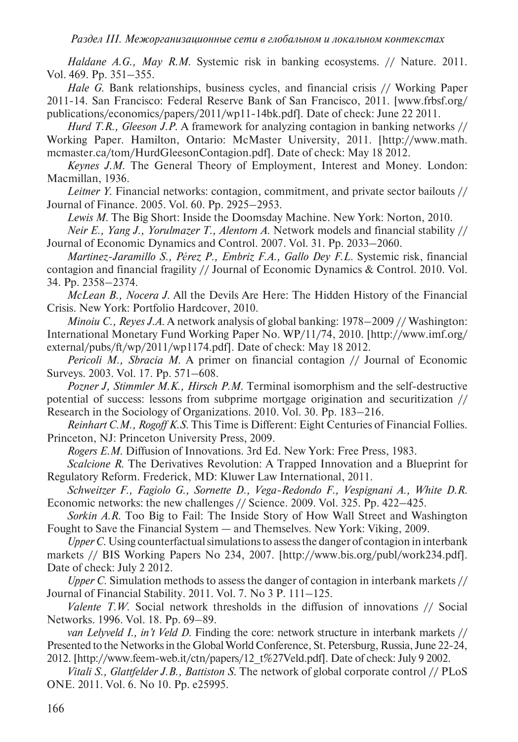*Haldane A.G., May R.M.* Systemic risk in banking ecosystems. // Nature. 2011. Vol. 469. Pp. 351–355.

*Hale G.* Bank relationships, business cycles, and financial crisis // Working Paper 2011-14. San Francisco: Federal Reserve Bank of San Francisco, 2011. [www.frbsf.org/publications/economics/papers/2011/wp11-14bk.pdf]. Date of check: June 22 2011.

*Hurd T.R., Gleeson J.P.* A framework for analyzing contagion in banking networks // Working Paper. Hamilton, Ontario: McMaster University, 2011. [http://www.math.mcmaster.ca/tom/HurdGleesonContagion.pdf]. Date of check: May 18 2012.

*Keynes J.M.* The General Theory of Employment, Interest and Money. London: Macmillan, 1936.

*Leitner Y.* Financial networks: contagion, commitment, and private sector bailouts // Journal of Finance. 2005. Vol. 60. Pp. 2925–2953.

*Lewis M.* The Big Short: Inside the Doomsday Machine. New York: Norton, 2010.

*Neir E., Yang J., Yorulmazer T., Alentorn A.* Network models and financial stability // Journal of Economic Dynamics and Control. 2007. Vol. 31. Pp. 2033–2060.

*Martinez-Jaramillo S., Pérez P., Embriz F.A., Gallo Dey F.L.* Systemic risk, financial contagion and financial fragility // Journal of Economic Dynamics & Control. 2010. Vol. 34. Pp. 2358–2374.

*McLean B., Nocera J.* All the Devils Are Here: The Hidden History of the Financial Crisis. New York: Portfolio Hardcover, 2010.

*Minoiu C., Reyes J.A.* A network analysis of global banking: 1978–2009 // Washington: International Monetary Fund Working Paper No. WP/11/74, 2010. [http://www.imf.org/external/pubs/ft/wp/2011/wp1174.pdf]. Date of check: May 18 2012.

*Pericoli M., Sbracia M.* A primer on financial contagion // Journal of Economic Surveys. 2003. Vol. 17. Pp. 571–608.

*Pozner J, Stimmler M.K., Hirsch P.M.* Terminal isomorphism and the self-destructive potential of success: lessons from subprime mortgage origination and securitization // Research in the Sociology of Organizations. 2010. Vol. 30. Pp. 183–216.

*Reinhart C.M., Rogoff K.S.* This Time is Different: Eight Centuries of Financial Follies. Princeton, NJ: Princeton University Press, 2009.

*Rogers E.M.* Diffusion of Innovations. 3rd Ed. New York: Free Press, 1983.

*Scalcione R.* The Derivatives Revolution: A Trapped Innovation and a Blueprint for Regulatory Reform. Frederick, MD: Kluwer Law International, 2011.

*Schweitzer F., Fagiolo G., Sornette D., Vega-Redondo F., Vespignani A., White D.R.* Economic networks: the new challenges // Science. 2009. Vol. 325. Pp. 422–425.

*Sorkin A.R.* Too Big to Fail: The Inside Story of How Wall Street and Washington Fought to Save the Financial System — and Themselves. New York: Viking, 2009.

*Upper C.* Using counterfactual simulations to assess the danger of contagion in interbank markets // BIS Working Papers No 234, 2007. [http://www.bis.org/publ/work234.pdf]. Date of check: July 2 2012.

*Upper C.* Simulation methods to assess the danger of contagion in interbank markets // Journal of Financial Stability. 2011. Vol. 7. No 3 P. 111–125.

*Valente T.W.* Social network thresholds in the diffusion of innovations // Social Networks. 1996. Vol. 18. Pp. 69–89.

*van Lelyveld I., in't Veld D.* Finding the core: network structure in interbank markets // Presented to the Networks in the Global World Conference, St. Petersburg, Russia, June 22-24, 2012. [http://www.feem-web.it/ctn/papers/12_t%27Veld.pdf]. Date of check: July 9 2002.

*Vitali S., Glattfelder J.B., Battiston S.* The network of global corporate control // PLoS ONE. 2011. Vol. 6. No 10. Pp. e25995.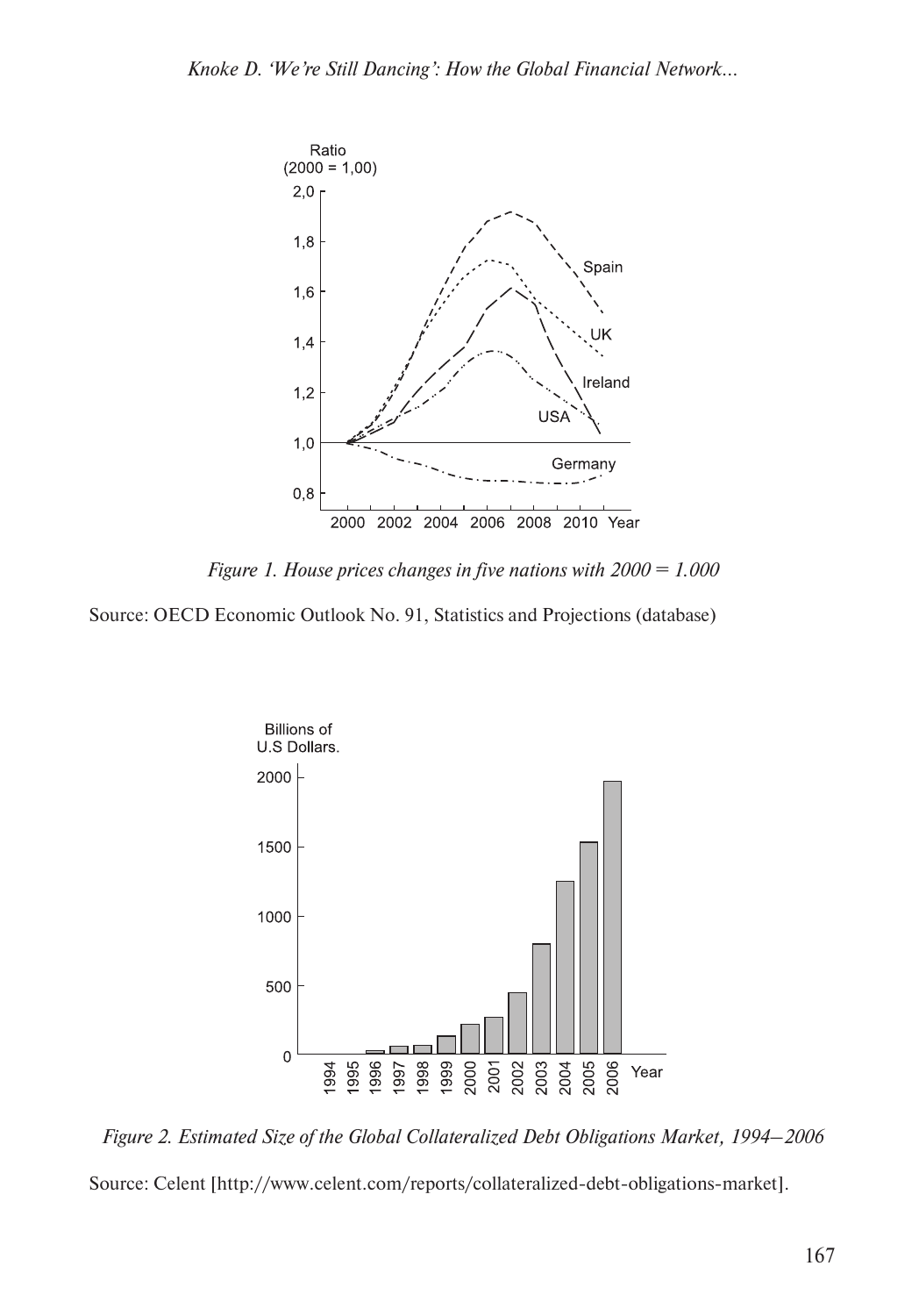*Figure 1. House prices changes in five nations with 2000 = 1.000*

Source: OECD Economic Outlook No. 91, Statistics and Projections (database)

*Figure 2. Estimated Size of the Global Collateralized Debt Obligations Market, 1994–2006*

Source: Celent [http://www.celent.com/reports/collateralized-debt-obligations-market].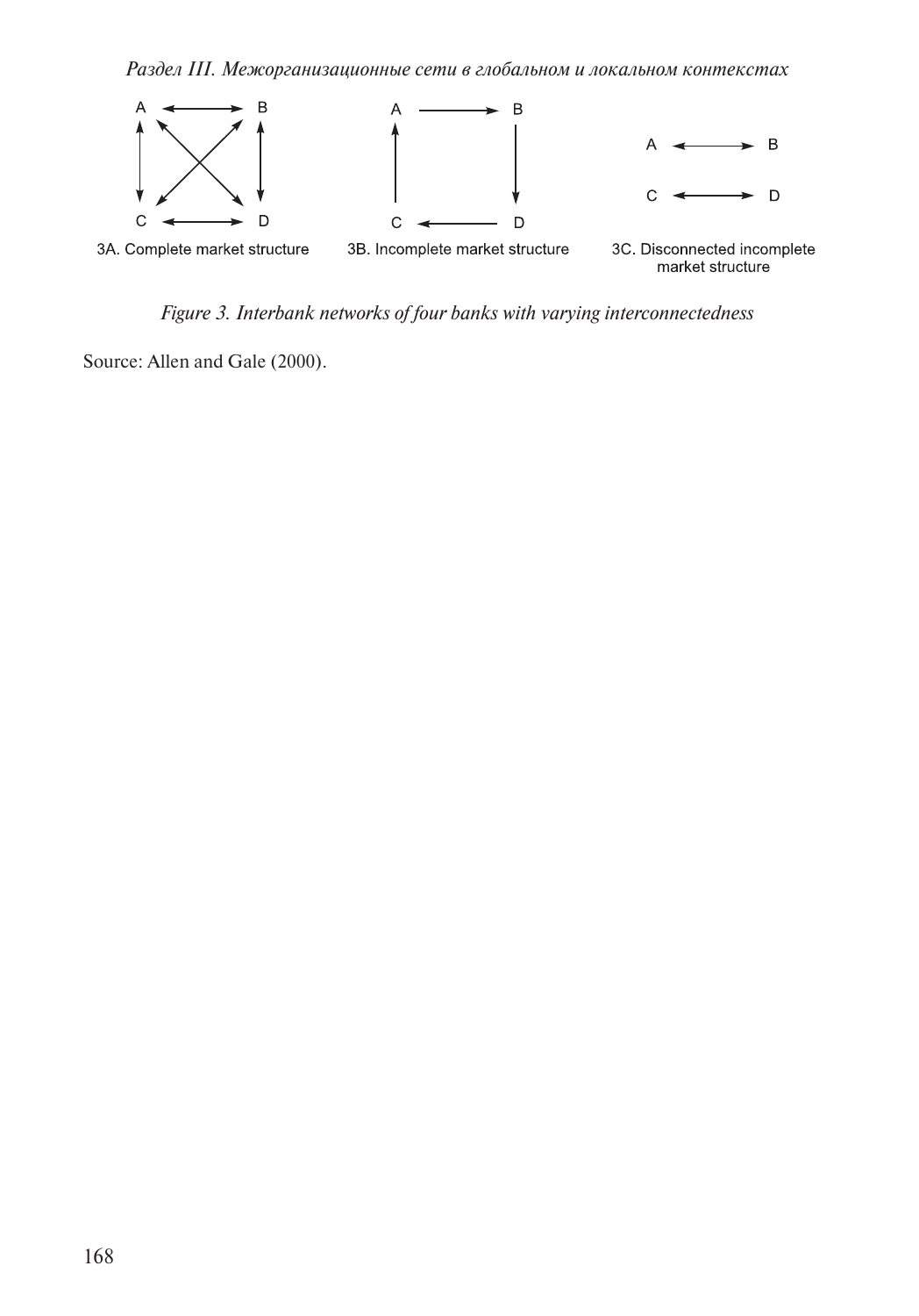A B C D

3A. Complete market structure

A B C D

3B. Incomplete market structure

A B C D

3C. Disconnected incomplete market structure

*Figure 3. Interbank networks of four banks with varying interconnectedness*

Source: Allen and Gale (2000).